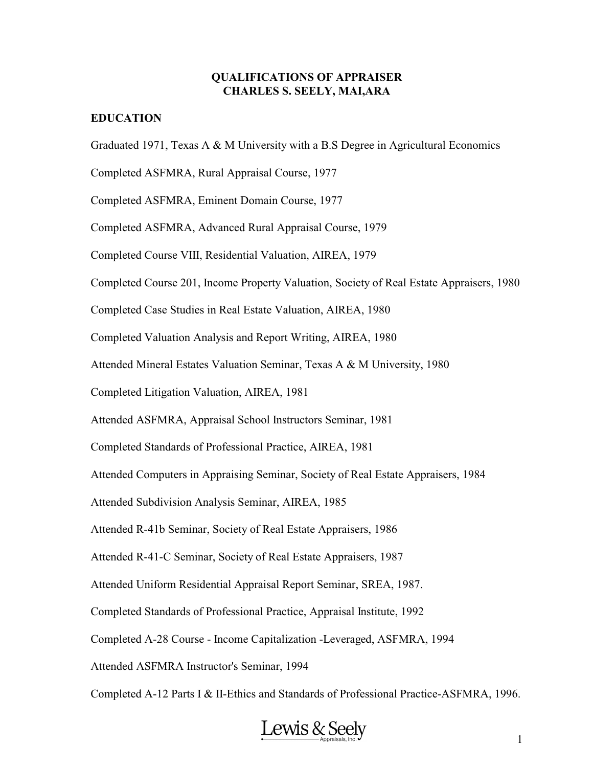# QUALIFICATIONS OF APPRAISER
# CHARLES S. SEELY, MAI,ARA

## EDUCATION

Graduated 1971, Texas A & M University with a B.S Degree in Agricultural Economics

Completed ASFMRA, Rural Appraisal Course, 1977

Completed ASFMRA, Eminent Domain Course, 1977

Completed ASFMRA, Advanced Rural Appraisal Course, 1979

Completed Course VIII, Residential Valuation, AIREA, 1979

Completed Course 201, Income Property Valuation, Society of Real Estate Appraisers, 1980

Completed Case Studies in Real Estate Valuation, AIREA, 1980

Completed Valuation Analysis and Report Writing, AIREA, 1980

Attended Mineral Estates Valuation Seminar, Texas A & M University, 1980

Completed Litigation Valuation, AIREA, 1981

Attended ASFMRA, Appraisal School Instructors Seminar, 1981

Completed Standards of Professional Practice, AIREA, 1981

Attended Computers in Appraising Seminar, Society of Real Estate Appraisers, 1984

Attended Subdivision Analysis Seminar, AIREA, 1985

Attended R-41b Seminar, Society of Real Estate Appraisers, 1986

Attended R-41-C Seminar, Society of Real Estate Appraisers, 1987

Attended Uniform Residential Appraisal Report Seminar, SREA, 1987.

Completed Standards of Professional Practice, Appraisal Institute, 1992

Completed A-28 Course - Income Capitalization -Leveraged, ASFMRA, 1994

Attended ASFMRA Instructor's Seminar, 1994

Completed A-12 Parts I & II-Ethics and Standards of Professional Practice-ASFMRA, 1996.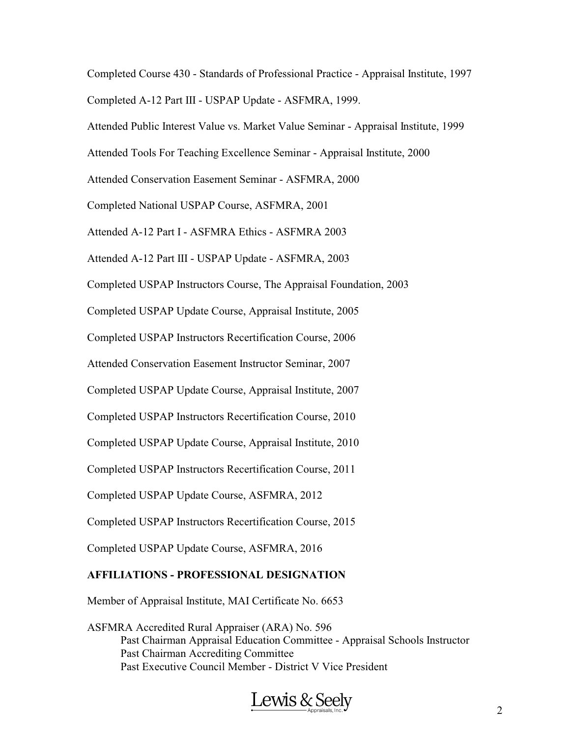Completed Course 430 - Standards of Professional Practice - Appraisal Institute, 1997

Completed A-12 Part III - USPAP Update - ASFMRA, 1999.

Attended Public Interest Value vs. Market Value Seminar - Appraisal Institute, 1999

Attended Tools For Teaching Excellence Seminar - Appraisal Institute, 2000

Attended Conservation Easement Seminar - ASFMRA, 2000

Completed National USPAP Course, ASFMRA, 2001

Attended A-12 Part I - ASFMRA Ethics - ASFMRA 2003

Attended A-12 Part III - USPAP Update - ASFMRA, 2003

Completed USPAP Instructors Course, The Appraisal Foundation, 2003

Completed USPAP Update Course, Appraisal Institute, 2005

Completed USPAP Instructors Recertification Course, 2006

Attended Conservation Easement Instructor Seminar, 2007

Completed USPAP Update Course, Appraisal Institute, 2007

Completed USPAP Instructors Recertification Course, 2010

Completed USPAP Update Course, Appraisal Institute, 2010

Completed USPAP Instructors Recertification Course, 2011

Completed USPAP Update Course, ASFMRA, 2012

Completed USPAP Instructors Recertification Course, 2015

Completed USPAP Update Course, ASFMRA, 2016

**AFFILIATIONS - PROFESSIONAL DESIGNATION**

Member of Appraisal Institute, MAI Certificate No. 6653

ASFMRA Accredited Rural Appraiser (ARA) No. 596
- Past Chairman Appraisal Education Committee - Appraisal Schools Instructor
- Past Chairman Accrediting Committee
- Past Executive Council Member - District V Vice President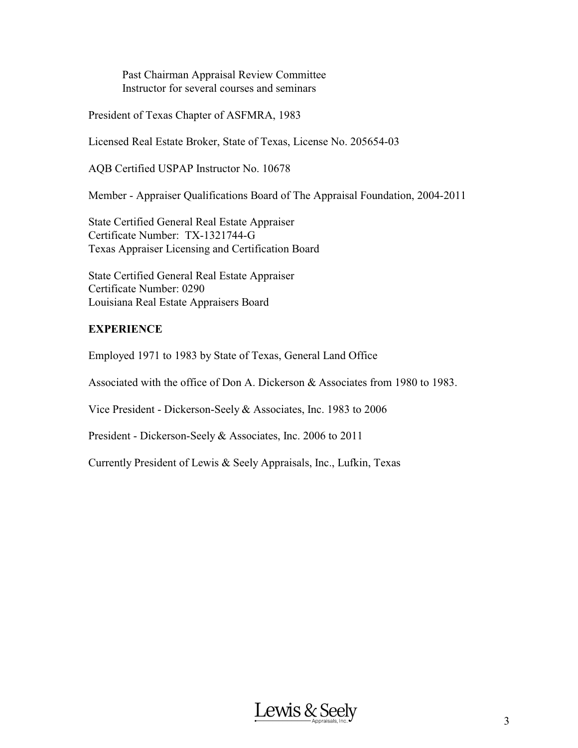Past Chairman Appraisal Review Committee
Instructor for several courses and seminars

President of Texas Chapter of ASFMRA, 1983

Licensed Real Estate Broker, State of Texas, License No. 205654-03

AQB Certified USPAP Instructor No. 10678

Member - Appraiser Qualifications Board of The Appraisal Foundation, 2004-2011

State Certified General Real Estate Appraiser
Certificate Number: TX-1321744-G
Texas Appraiser Licensing and Certification Board

State Certified General Real Estate Appraiser
Certificate Number: 0290
Louisiana Real Estate Appraisers Board

**EXPERIENCE**

Employed 1971 to 1983 by State of Texas, General Land Office

Associated with the office of Don A. Dickerson & Associates from 1980 to 1983.

Vice President - Dickerson-Seely & Associates, Inc. 1983 to 2006

President - Dickerson-Seely & Associates, Inc. 2006 to 2011

Currently President of Lewis & Seely Appraisals, Inc., Lufkin, Texas